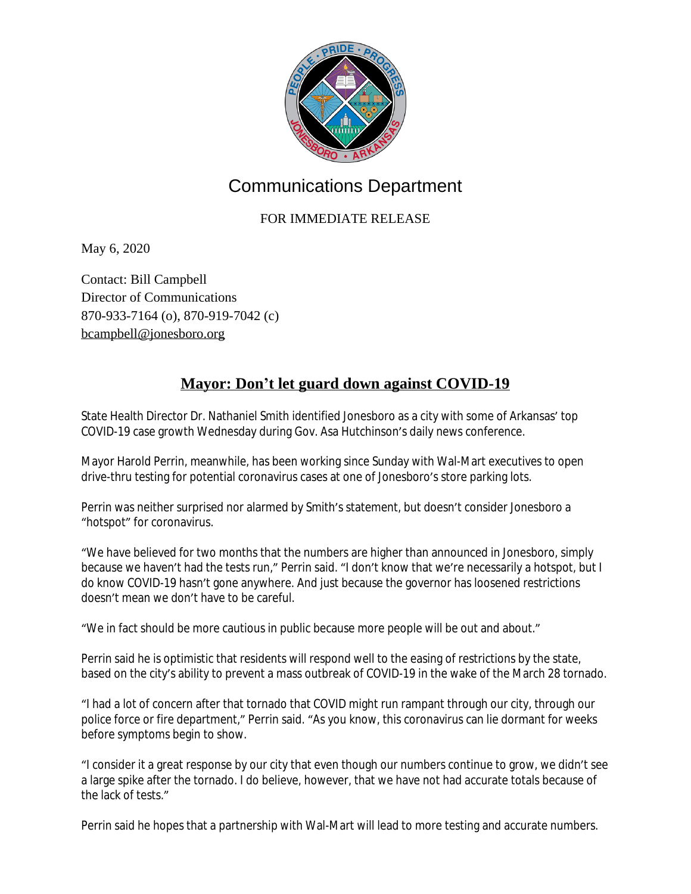Communications Department

FOR IMMEDIATE RELEASE

May 6, 2020

Contact: Bill Campbell
Director of Communications
870-933-7164 (o), 870-919-7042 (c)
bcampbell@jonesboro.org

# Mayor: Don't let guard down against COVID-19

State Health Director Dr. Nathaniel Smith identified Jonesboro as a city with some of Arkansas' top COVID-19 case growth Wednesday during Gov. Asa Hutchinson's daily news conference.

Mayor Harold Perrin, meanwhile, has been working since Sunday with Wal-Mart executives to open drive-thru testing for potential coronavirus cases at one of Jonesboro's store parking lots.

Perrin was neither surprised nor alarmed by Smith's statement, but doesn't consider Jonesboro a "hotspot" for coronavirus.

"We have believed for two months that the numbers are higher than announced in Jonesboro, simply because we haven't had the tests run," Perrin said. "I don't know that we're necessarily a hotspot, but I do know COVID-19 hasn't gone anywhere. And just because the governor has loosened restrictions doesn't mean we don't have to be careful.

"We in fact should be more cautious in public because more people will be out and about."

Perrin said he is optimistic that residents will respond well to the easing of restrictions by the state, based on the city's ability to prevent a mass outbreak of COVID-19 in the wake of the March 28 tornado.

"I had a lot of concern after that tornado that COVID might run rampant through our city, through our police force or fire department," Perrin said. "As you know, this coronavirus can lie dormant for weeks before symptoms begin to show.

"I consider it a great response by our city that even though our numbers continue to grow, we didn't see a large spike after the tornado. I do believe, however, that we have not had accurate totals because of the lack of tests."

Perrin said he hopes that a partnership with Wal-Mart will lead to more testing and accurate numbers.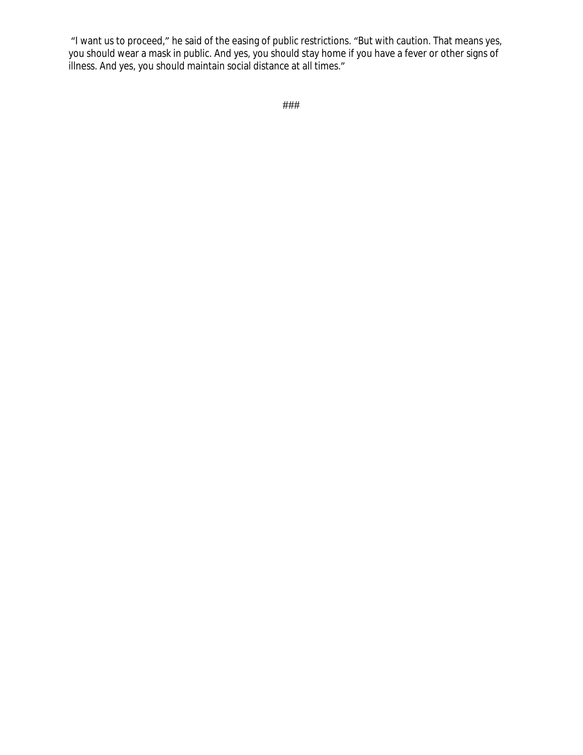"I want us to proceed," he said of the easing of public restrictions. "But with caution. That means yes, you should wear a mask in public. And yes, you should stay home if you have a fever or other signs of illness. And yes, you should maintain social distance at all times."

###